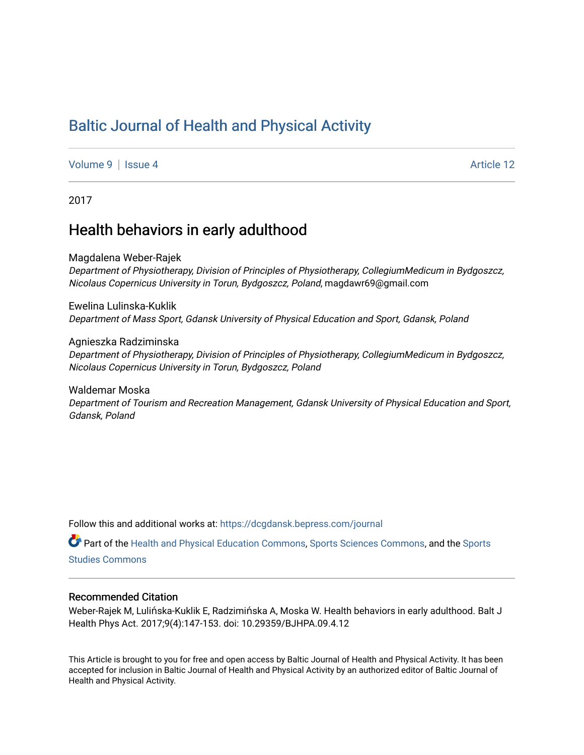# Baltic Journal of Health and Physical Activity

Volume 9 | Issue 4 Article 12

2017

## Health behaviors in early adulthood

Magdalena Weber-Rajek
*Department of Physiotherapy, Division of Principles of Physiotherapy, CollegiumMedicum in Bydgoszcz, Nicolaus Copernicus University in Torun, Bydgoszcz, Poland*, magdawr69@gmail.com

Ewelina Lulinska-Kuklik
*Department of Mass Sport, Gdansk University of Physical Education and Sport, Gdansk, Poland*

Agnieszka Radziminska
*Department of Physiotherapy, Division of Principles of Physiotherapy, CollegiumMedicum in Bydgoszcz, Nicolaus Copernicus University in Torun, Bydgoszcz, Poland*

Waldemar Moska
*Department of Tourism and Recreation Management, Gdansk University of Physical Education and Sport, Gdansk, Poland*

Follow this and additional works at: https://dcgdansk.bepress.com/journal

Part of the Health and Physical Education Commons, Sports Sciences Commons, and the Sports Studies Commons

### Recommended Citation

Weber-Rajek M, Lulińska-Kuklik E, Radzimińska A, Moska W. Health behaviors in early adulthood. Balt J Health Phys Act. 2017;9(4):147-153. doi: 10.29359/BJHPA.09.4.12

This Article is brought to you for free and open access by Baltic Journal of Health and Physical Activity. It has been accepted for inclusion in Baltic Journal of Health and Physical Activity by an authorized editor of Baltic Journal of Health and Physical Activity.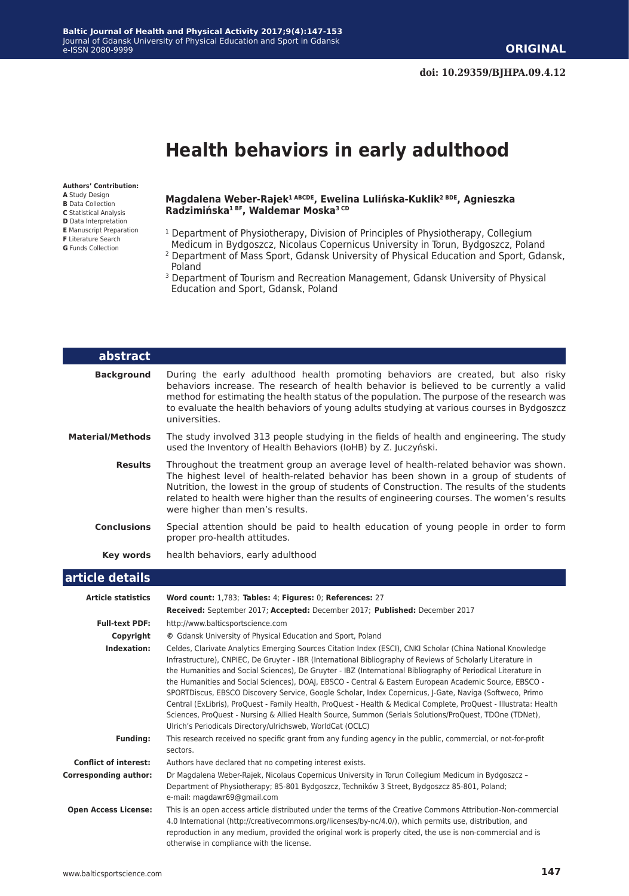**doi: 10.29359/BJHPA.09.4.12**

# Health behaviors in early adulthood

**Authors' Contribution:**
**A** Study Design
**B** Data Collection
**C** Statistical Analysis
**D** Data Interpretation
**E** Manuscript Preparation
**F** Literature Search
**G** Funds Collection

**Magdalena Weber-Rajek[1 ABCDE], Ewelina Lulińska-Kuklik[2 BDE], Agnieszka Radzimińska[1 BF], Waldemar Moska[3 CD]**

[1] Department of Physiotherapy, Division of Principles of Physiotherapy, Collegium Medicum in Bydgoszcz, Nicolaus Copernicus University in Torun, Bydgoszcz, Poland
[2] Department of Mass Sport, Gdansk University of Physical Education and Sport, Gdansk, Poland
[3] Department of Tourism and Recreation Management, Gdansk University of Physical Education and Sport, Gdansk, Poland

## abstract

**Background** During the early adulthood health promoting behaviors are created, but also risky behaviors increase. The research of health behavior is believed to be currently a valid method for estimating the health status of the population. The purpose of the research was to evaluate the health behaviors of young adults studying at various courses in Bydgoszcz universities.

**Material/Methods** The study involved 313 people studying in the fields of health and engineering. The study used the Inventory of Health Behaviors (IoHB) by Z. Juczyński.

**Results** Throughout the treatment group an average level of health-related behavior was shown. The highest level of health-related behavior has been shown in a group of students of Nutrition, the lowest in the group of students of Construction. The results of the students related to health were higher than the results of engineering courses. The women's results were higher than men's results.

**Conclusions** Special attention should be paid to health education of young people in order to form proper pro-health attitudes.

**Key words** health behaviors, early adulthood

## article details

**Article statistics** **Word count:** 1,783; **Tables:** 4; **Figures:** 0; **References:** 27
**Received:** September 2017; **Accepted:** December 2017; **Published:** December 2017

**Full-text PDF:** http://www.balticsportscience.com

**Copyright** © Gdansk University of Physical Education and Sport, Poland

**Indexation:** Celdes, Clarivate Analytics Emerging Sources Citation Index (ESCI), CNKI Scholar (China National Knowledge Infrastructure), CNPIEC, De Gruyter - IBR (International Bibliography of Reviews of Scholarly Literature in the Humanities and Social Sciences), De Gruyter - IBZ (International Bibliography of Periodical Literature in the Humanities and Social Sciences), DOAJ, EBSCO - Central & Eastern European Academic Source, EBSCO - SPORTDiscus, EBSCO Discovery Service, Google Scholar, Index Copernicus, J-Gate, Naviga (Softweco, Primo Central (ExLibris), ProQuest - Family Health, ProQuest - Health & Medical Complete, ProQuest - Illustrata: Health Sciences, ProQuest - Nursing & Allied Health Source, Summon (Serials Solutions/ProQuest, TDOne (TDNet), Ulrich's Periodicals Directory/ulrichsweb, WorldCat (OCLC)

**Funding:** This research received no specific grant from any funding agency in the public, commercial, or not-for-profit sectors.

**Conflict of interest:** Authors have declared that no competing interest exists.

**Corresponding author:** Dr Magdalena Weber-Rajek, Nicolaus Copernicus University in Torun Collegium Medicum in Bydgoszcz – Department of Physiotherapy; 85-801 Bydgoszcz, Techników 3 Street, Bydgoszcz 85-801, Poland; e-mail: magdawr69@gmail.com

**Open Access License:** This is an open access article distributed under the terms of the Creative Commons Attribution-Non-commercial 4.0 International (http://creativecommons.org/licenses/by-nc/4.0/), which permits use, distribution, and reproduction in any medium, provided the original work is properly cited, the use is non-commercial and is otherwise in compliance with the license.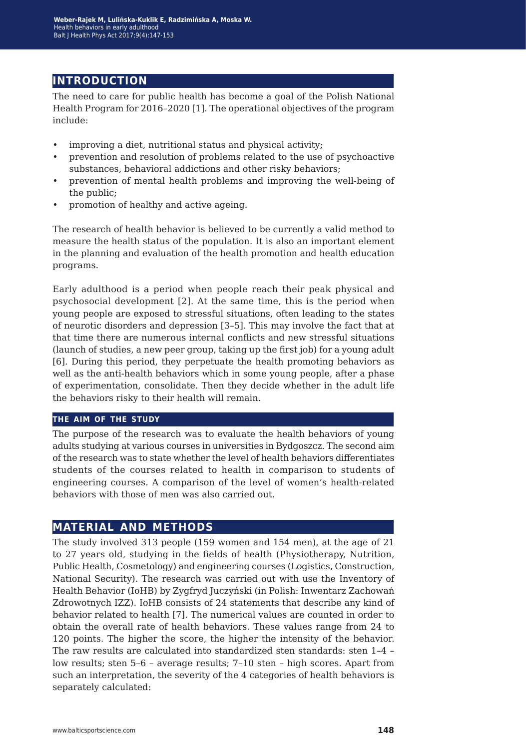## INTRODUCTION

The need to care for public health has become a goal of the Polish National Health Program for 2016–2020 [1]. The operational objectives of the program include:

- improving a diet, nutritional status and physical activity;
- prevention and resolution of problems related to the use of psychoactive substances, behavioral addictions and other risky behaviors;
- prevention of mental health problems and improving the well-being of the public;
- promotion of healthy and active ageing.

The research of health behavior is believed to be currently a valid method to measure the health status of the population. It is also an important element in the planning and evaluation of the health promotion and health education programs.

Early adulthood is a period when people reach their peak physical and psychosocial development [2]. At the same time, this is the period when young people are exposed to stressful situations, often leading to the states of neurotic disorders and depression [3–5]. This may involve the fact that at that time there are numerous internal conflicts and new stressful situations (launch of studies, a new peer group, taking up the first job) for a young adult [6]. During this period, they perpetuate the health promoting behaviors as well as the anti-health behaviors which in some young people, after a phase of experimentation, consolidate. Then they decide whether in the adult life the behaviors risky to their health will remain.

### THE AIM OF THE STUDY

The purpose of the research was to evaluate the health behaviors of young adults studying at various courses in universities in Bydgoszcz. The second aim of the research was to state whether the level of health behaviors differentiates students of the courses related to health in comparison to students of engineering courses. A comparison of the level of women's health-related behaviors with those of men was also carried out.

## MATERIAL AND METHODS

The study involved 313 people (159 women and 154 men), at the age of 21 to 27 years old, studying in the fields of health (Physiotherapy, Nutrition, Public Health, Cosmetology) and engineering courses (Logistics, Construction, National Security). The research was carried out with use the Inventory of Health Behavior (IoHB) by Zygfryd Juczyński (in Polish: Inwentarz Zachowań Zdrowotnych IZZ). IoHB consists of 24 statements that describe any kind of behavior related to health [7]. The numerical values are counted in order to obtain the overall rate of health behaviors. These values range from 24 to 120 points. The higher the score, the higher the intensity of the behavior. The raw results are calculated into standardized sten standards: sten 1–4 – low results; sten 5–6 – average results; 7–10 sten – high scores. Apart from such an interpretation, the severity of the 4 categories of health behaviors is separately calculated: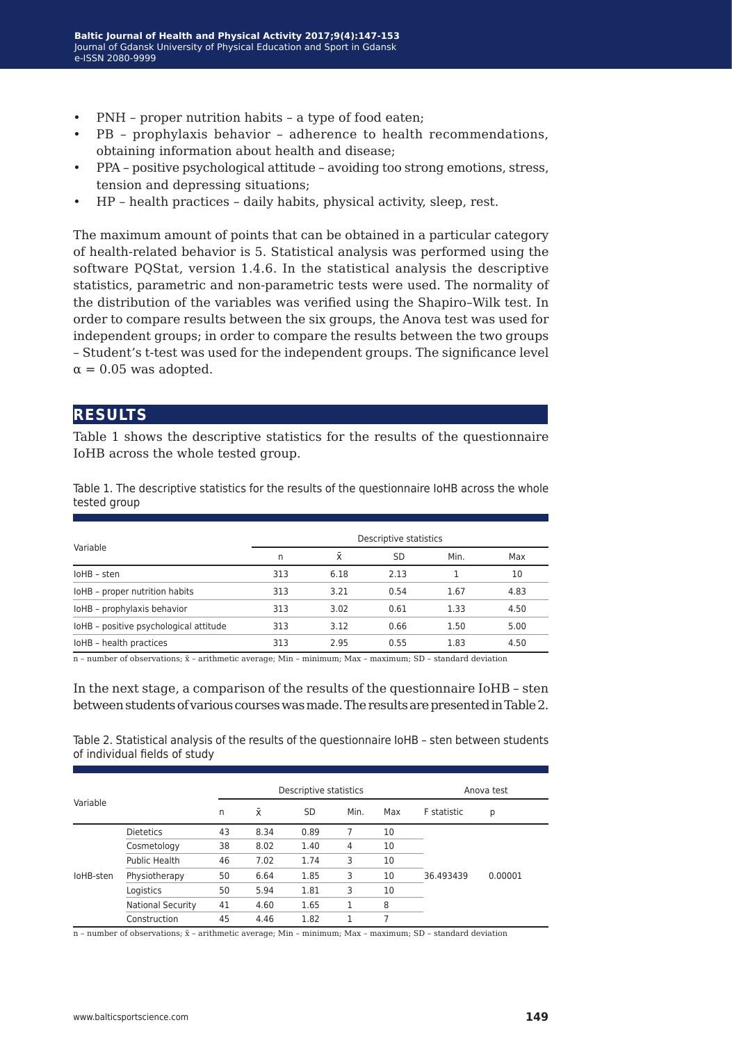- PNH – proper nutrition habits – a type of food eaten;
- PB – prophylaxis behavior – adherence to health recommendations, obtaining information about health and disease;
- PPA – positive psychological attitude – avoiding too strong emotions, stress, tension and depressing situations;
- HP – health practices – daily habits, physical activity, sleep, rest.

The maximum amount of points that can be obtained in a particular category of health-related behavior is 5. Statistical analysis was performed using the software PQStat, version 1.4.6. In the statistical analysis the descriptive statistics, parametric and non-parametric tests were used. The normality of the distribution of the variables was verified using the Shapiro–Wilk test. In order to compare results between the six groups, the Anova test was used for independent groups; in order to compare the results between the two groups – Student's t-test was used for the independent groups. The significance level $\alpha = 0.05$ was adopted.

## RESULTS

Table 1 shows the descriptive statistics for the results of the questionnaire IoHB across the whole tested group.

Table 1. The descriptive statistics for the results of the questionnaire IoHB across the whole tested group

| Variable | Descriptive statistics | | | | |
|---|---|---|---|---|---|
| | n | x̄ | SD | Min. | Max |
| IoHB – sten | 313 | 6.18 | 2.13 | 1 | 10 |
| IoHB – proper nutrition habits | 313 | 3.21 | 0.54 | 1.67 | 4.83 |
| IoHB – prophylaxis behavior | 313 | 3.02 | 0.61 | 1.33 | 4.50 |
| IoHB – positive psychological attitude | 313 | 3.12 | 0.66 | 1.50 | 5.00 |
| IoHB – health practices | 313 | 2.95 | 0.55 | 1.83 | 4.50 |

n – number of observations; x̄ – arithmetic average; Min – minimum; Max – maximum; SD – standard deviation

In the next stage, a comparison of the results of the questionnaire IoHB – sten between students of various courses was made. The results are presented in Table 2.

Table 2. Statistical analysis of the results of the questionnaire IoHB – sten between students of individual fields of study

| Variable | | Descriptive statistics | | | | | Anova test | |
|---|---|---|---|---|---|---|---|---|
| | | n | x̄ | SD | Min. | Max | F statistic | p |
| IoHB-sten | Dietetics | 43 | 8.34 | 0.89 | 7 | 10 | 36.493439 | 0.00001 |
| | Cosmetology | 38 | 8.02 | 1.40 | 4 | 10 | | |
| | Public Health | 46 | 7.02 | 1.74 | 3 | 10 | | |
| | Physiotherapy | 50 | 6.64 | 1.85 | 3 | 10 | | |
| | Logistics | 50 | 5.94 | 1.81 | 3 | 10 | | |
| | National Security | 41 | 4.60 | 1.65 | 1 | 8 | | |
| | Construction | 45 | 4.46 | 1.82 | 1 | 7 | | |

n – number of observations; x̄ – arithmetic average; Min – minimum; Max – maximum; SD – standard deviation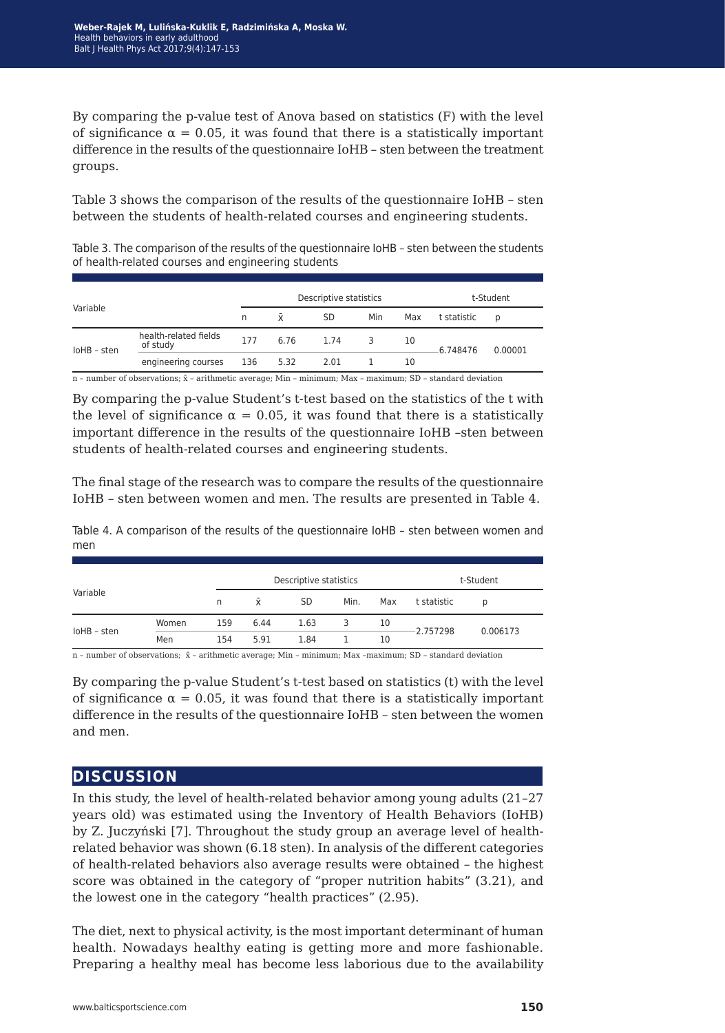By comparing the p-value test of Anova based on statistics (F) with the level of significance $\alpha = 0.05$, it was found that there is a statistically important difference in the results of the questionnaire IoHB – sten between the treatment groups.

Table 3 shows the comparison of the results of the questionnaire IoHB – sten between the students of health-related courses and engineering students.

Table 3. The comparison of the results of the questionnaire IoHB – sten between the students of health-related courses and engineering students

| Variable | | Descriptive statistics | | | | | t-Student | |
|---|---|---|---|---|---|---|---|---|
| | | n | x̄ | SD | Min | Max | t statistic | p |
| IoHB – sten | health-related fields of study | 177 | 6.76 | 1.74 | 3 | 10 | 6.748476 | 0.00001 |
| | engineering courses | 136 | 5.32 | 2.01 | 1 | 10 | | |

n – number of observations; x̄ – arithmetic average; Min – minimum; Max – maximum; SD – standard deviation

By comparing the p-value Student's t-test based on the statistics of the t with the level of significance $\alpha = 0.05$, it was found that there is a statistically important difference in the results of the questionnaire IoHB –sten between students of health-related courses and engineering students.

The final stage of the research was to compare the results of the questionnaire IoHB – sten between women and men. The results are presented in Table 4.

Table 4. A comparison of the results of the questionnaire IoHB – sten between women and men

| Variable | | Descriptive statistics | | | | | t-Student | |
|---|---|---|---|---|---|---|---|---|
| | | n | x̄ | SD | Min. | Max | t statistic | p |
| IoHB – sten | Women | 159 | 6.44 | 1.63 | 3 | 10 | 2.757298 | 0.006173 |
| | Men | 154 | 5.91 | 1.84 | 1 | 10 | | |

n – number of observations; x̄ – arithmetic average; Min – minimum; Max –maximum; SD – standard deviation

By comparing the p-value Student's t-test based on statistics (t) with the level of significance $\alpha = 0.05$, it was found that there is a statistically important difference in the results of the questionnaire IoHB – sten between the women and men.

## DISCUSSION

In this study, the level of health-related behavior among young adults (21–27 years old) was estimated using the Inventory of Health Behaviors (IoHB) by Z. Juczyński [7]. Throughout the study group an average level of health-related behavior was shown (6.18 sten). In analysis of the different categories of health-related behaviors also average results were obtained – the highest score was obtained in the category of "proper nutrition habits" (3.21), and the lowest one in the category "health practices" (2.95).

The diet, next to physical activity, is the most important determinant of human health. Nowadays healthy eating is getting more and more fashionable. Preparing a healthy meal has become less laborious due to the availability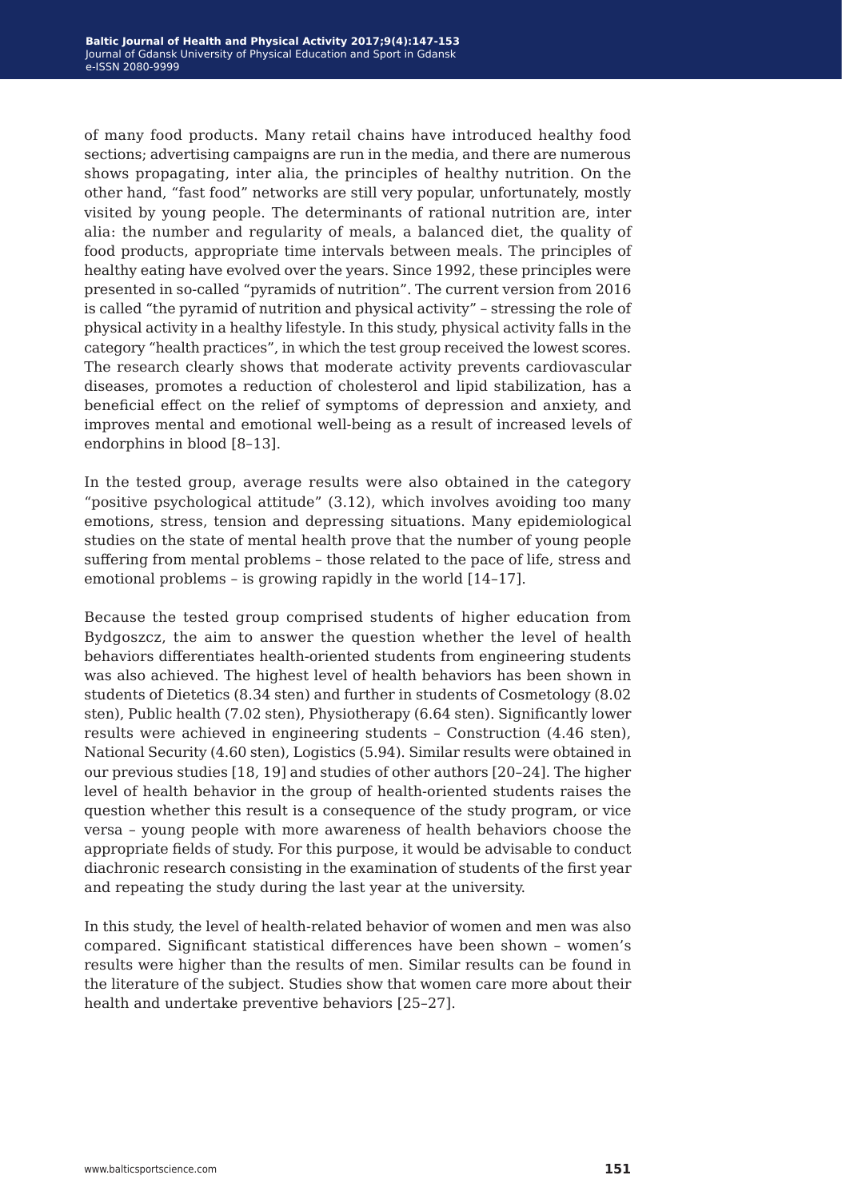of many food products. Many retail chains have introduced healthy food sections; advertising campaigns are run in the media, and there are numerous shows propagating, inter alia, the principles of healthy nutrition. On the other hand, "fast food" networks are still very popular, unfortunately, mostly visited by young people. The determinants of rational nutrition are, inter alia: the number and regularity of meals, a balanced diet, the quality of food products, appropriate time intervals between meals. The principles of healthy eating have evolved over the years. Since 1992, these principles were presented in so-called "pyramids of nutrition". The current version from 2016 is called "the pyramid of nutrition and physical activity" – stressing the role of physical activity in a healthy lifestyle. In this study, physical activity falls in the category "health practices", in which the test group received the lowest scores. The research clearly shows that moderate activity prevents cardiovascular diseases, promotes a reduction of cholesterol and lipid stabilization, has a beneficial effect on the relief of symptoms of depression and anxiety, and improves mental and emotional well-being as a result of increased levels of endorphins in blood [8–13].

In the tested group, average results were also obtained in the category "positive psychological attitude" (3.12), which involves avoiding too many emotions, stress, tension and depressing situations. Many epidemiological studies on the state of mental health prove that the number of young people suffering from mental problems – those related to the pace of life, stress and emotional problems – is growing rapidly in the world [14–17].

Because the tested group comprised students of higher education from Bydgoszcz, the aim to answer the question whether the level of health behaviors differentiates health-oriented students from engineering students was also achieved. The highest level of health behaviors has been shown in students of Dietetics (8.34 sten) and further in students of Cosmetology (8.02 sten), Public health (7.02 sten), Physiotherapy (6.64 sten). Significantly lower results were achieved in engineering students – Construction (4.46 sten), National Security (4.60 sten), Logistics (5.94). Similar results were obtained in our previous studies [18, 19] and studies of other authors [20–24]. The higher level of health behavior in the group of health-oriented students raises the question whether this result is a consequence of the study program, or vice versa – young people with more awareness of health behaviors choose the appropriate fields of study. For this purpose, it would be advisable to conduct diachronic research consisting in the examination of students of the first year and repeating the study during the last year at the university.

In this study, the level of health-related behavior of women and men was also compared. Significant statistical differences have been shown – women's results were higher than the results of men. Similar results can be found in the literature of the subject. Studies show that women care more about their health and undertake preventive behaviors [25–27].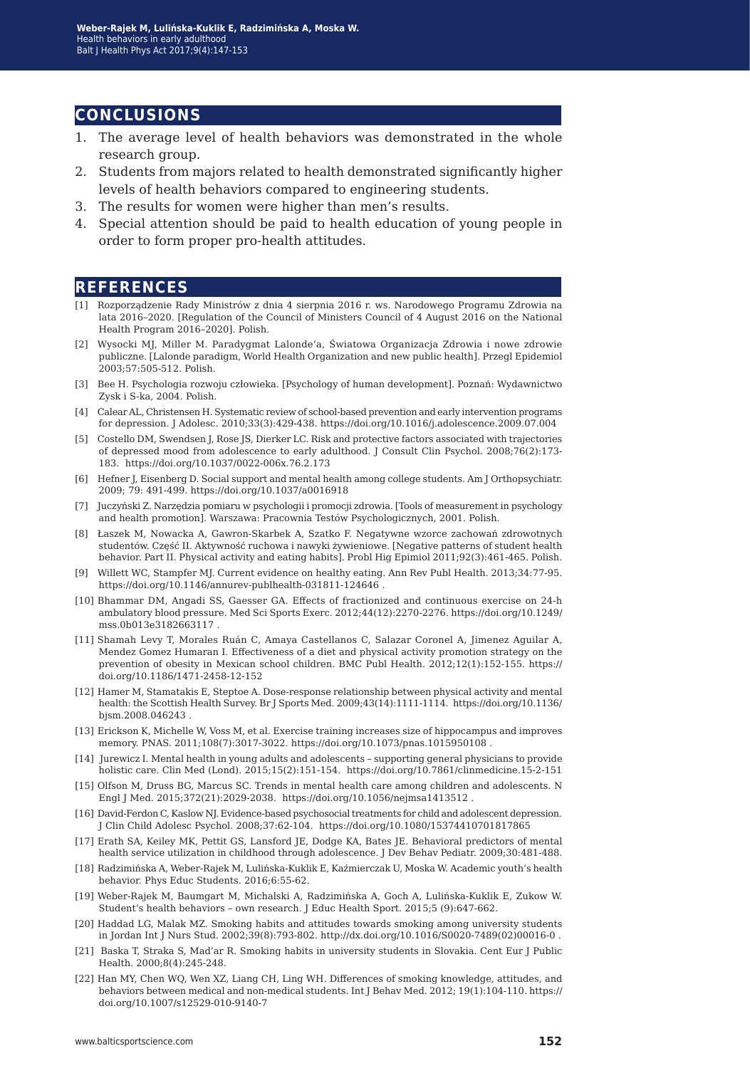## CONCLUSIONS

1. The average level of health behaviors was demonstrated in the whole research group.
2. Students from majors related to health demonstrated significantly higher levels of health behaviors compared to engineering students.
3. The results for women were higher than men's results.
4. Special attention should be paid to health education of young people in order to form proper pro-health attitudes.

## REFERENCES

[1] Rozporządzenie Rady Ministrów z dnia 4 sierpnia 2016 r. ws. Narodowego Programu Zdrowia na lata 2016–2020. [Regulation of the Council of Ministers Council of 4 August 2016 on the National Health Program 2016–2020]. Polish.

[2] Wysocki MJ, Miller M. Paradygmat Lalonde'a, Światowa Organizacja Zdrowia i nowe zdrowie publiczne. [Lalonde paradigm, World Health Organization and new public health]. Przegl Epidemiol 2003;57:505-512. Polish.

[3] Bee H. Psychologia rozwoju człowieka. [Psychology of human development]. Poznań: Wydawnictwo Zysk i S-ka, 2004. Polish.

[4] Calear AL, Christensen H. Systematic review of school-based prevention and early intervention programs for depression. J Adolesc. 2010;33(3):429-438. https://doi.org/10.1016/j.adolescence.2009.07.004

[5] Costello DM, Swendsen J, Rose JS, Dierker LC. Risk and protective factors associated with trajectories of depressed mood from adolescence to early adulthood. J Consult Clin Psychol. 2008;76(2):173-183. https://doi.org/10.1037/0022-006x.76.2.173

[6] Hefner J, Eisenberg D. Social support and mental health among college students. Am J Orthopsychiatr. 2009; 79: 491-499. https://doi.org/10.1037/a0016918

[7] Juczyński Z. Narzędzia pomiaru w psychologii i promocji zdrowia. [Tools of measurement in psychology and health promotion]. Warszawa: Pracownia Testów Psychologicznych, 2001. Polish.

[8] Łaszek M, Nowacka A, Gawron-Skarbek A, Szatko F. Negatywne wzorce zachowań zdrowotnych studentów. Część II. Aktywność ruchowa i nawyki żywieniowe. [Negative patterns of student health behavior. Part II. Physical activity and eating habits]. Probl Hig Epimiol 2011;92(3):461-465. Polish.

[9] Willett WC, Stampfer MJ. Current evidence on healthy eating. Ann Rev Publ Health. 2013;34:77-95. https://doi.org/10.1146/annurev-publhealth-031811-124646 .

[10] Bhammar DM, Angadi SS, Gaesser GA. Effects of fractionized and continuous exercise on 24-h ambulatory blood pressure. Med Sci Sports Exerc. 2012;44(12):2270-2276. https://doi.org/10.1249/mss.0b013e3182663117 .

[11] Shamah Levy T, Morales Ruán C, Amaya Castellanos C, Salazar Coronel A, Jimenez Aguilar A, Mendez Gomez Humaran I. Effectiveness of a diet and physical activity promotion strategy on the prevention of obesity in Mexican school children. BMC Publ Health. 2012;12(1):152-155. https://doi.org/10.1186/1471-2458-12-152

[12] Hamer M, Stamatakis E, Steptoe A. Dose-response relationship between physical activity and mental health: the Scottish Health Survey. Br J Sports Med. 2009;43(14):1111-1114. https://doi.org/10.1136/bjsm.2008.046243 .

[13] Erickson K, Michelle W, Voss M, et al. Exercise training increases size of hippocampus and improves memory. PNAS. 2011;108(7):3017-3022. https://doi.org/10.1073/pnas.1015950108 .

[14] Jurewicz I. Mental health in young adults and adolescents – supporting general physicians to provide holistic care. Clin Med (Lond). 2015;15(2):151-154. https://doi.org/10.7861/clinmedicine.15-2-151

[15] Olfson M, Druss BG, Marcus SC. Trends in mental health care among children and adolescents. N Engl J Med. 2015;372(21):2029-2038. https://doi.org/10.1056/nejmsa1413512 .

[16] David-Ferdon C, Kaslow NJ. Evidence-based psychosocial treatments for child and adolescent depression. J Clin Child Adolesc Psychol. 2008;37:62-104. https://doi.org/10.1080/15374410701817865

[17] Erath SA, Keiley MK, Pettit GS, Lansford JE, Dodge KA, Bates JE. Behavioral predictors of mental health service utilization in childhood through adolescence. J Dev Behav Pediatr. 2009;30:481-488.

[18] Radzimińska A, Weber-Rajek M, Lulińska-Kuklik E, Kaźmierczak U, Moska W. Academic youth's health behavior. Phys Educ Students. 2016;6:55-62.

[19] Weber-Rajek M, Baumgart M, Michalski A, Radzimińska A, Goch A, Lulińska-Kuklik E, Zukow W. Student's health behaviors – own research. J Educ Health Sport. 2015;5 (9):647-662.

[20] Haddad LG, Malak MZ. Smoking habits and attitudes towards smoking among university students in Jordan Int J Nurs Stud. 2002;39(8):793-802. http://dx.doi.org/10.1016/S0020-7489(02)00016-0 .

[21] Baska T, Straka S, Mad'ar R. Smoking habits in university students in Slovakia. Cent Eur J Public Health. 2000;8(4):245-248.

[22] Han MY, Chen WQ, Wen XZ, Liang CH, Ling WH. Differences of smoking knowledge, attitudes, and behaviors between medical and non-medical students. Int J Behav Med. 2012; 19(1):104-110. https://doi.org/10.1007/s12529-010-9140-7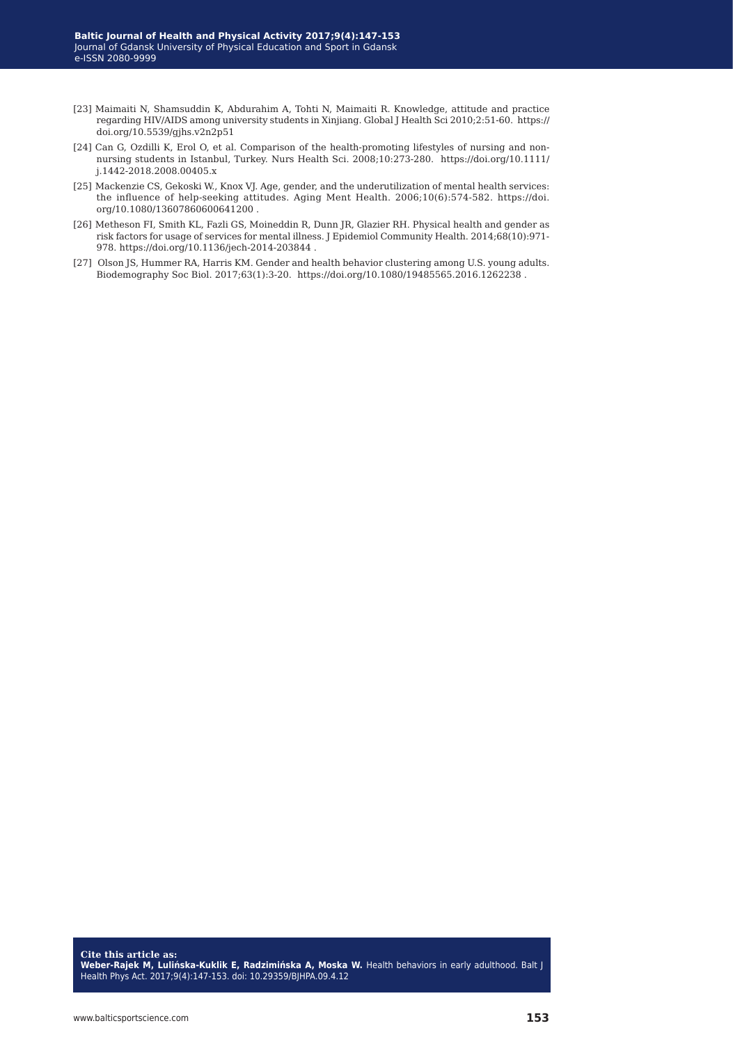[23] Maimaiti N, Shamsuddin K, Abdurahim A, Tohti N, Maimaiti R. Knowledge, attitude and practice regarding HIV/AIDS among university students in Xinjiang. Global J Health Sci 2010;2:51-60. https://doi.org/10.5539/gjhs.v2n2p51

[24] Can G, Ozdilli K, Erol O, et al. Comparison of the health-promoting lifestyles of nursing and non-nursing students in Istanbul, Turkey. Nurs Health Sci. 2008;10:273-280. https://doi.org/10.1111/j.1442-2018.2008.00405.x

[25] Mackenzie CS, Gekoski W., Knox VJ. Age, gender, and the underutilization of mental health services: the influence of help-seeking attitudes. Aging Ment Health. 2006;10(6):574-582. https://doi.org/10.1080/13607860600641200 .

[26] Metheson FI, Smith KL, Fazli GS, Moineddin R, Dunn JR, Glazier RH. Physical health and gender as risk factors for usage of services for mental illness. J Epidemiol Community Health. 2014;68(10):971-978. https://doi.org/10.1136/jech-2014-203844 .

[27] Olson JS, Hummer RA, Harris KM. Gender and health behavior clustering among U.S. young adults. Biodemography Soc Biol. 2017;63(1):3-20. https://doi.org/10.1080/19485565.2016.1262238 .

**Cite this article as:**
**Weber-Rajek M, Lulińska-Kuklik E, Radzimińska A, Moska W.** Health behaviors in early adulthood. Balt J Health Phys Act. 2017;9(4):147-153. doi: 10.29359/BJHPA.09.4.12